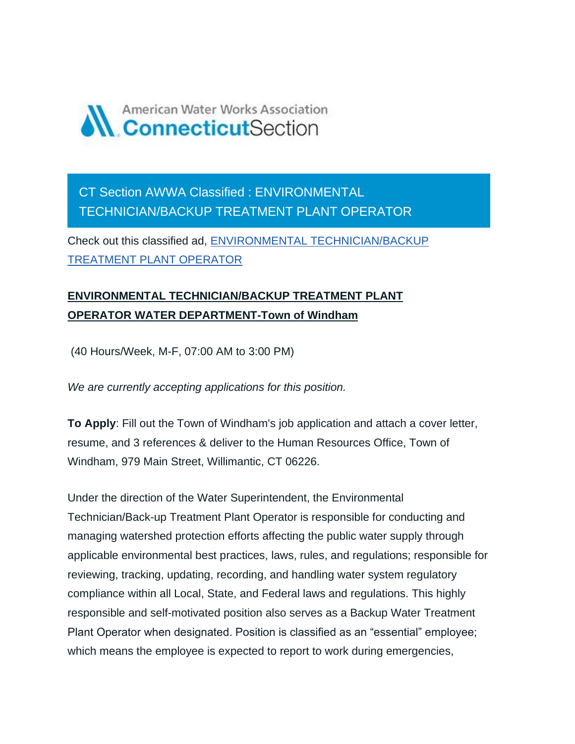American Water Works Association
ConnecticutSection

## CT Section AWWA Classified : ENVIRONMENTAL TECHNICIAN/BACKUP TREATMENT PLANT OPERATOR

Check out this classified ad, [ENVIRONMENTAL TECHNICIAN/BACKUP TREATMENT PLANT OPERATOR]()

**ENVIRONMENTAL TECHNICIAN/BACKUP TREATMENT PLANT OPERATOR WATER DEPARTMENT-Town of Windham**

(40 Hours/Week, M-F, 07:00 AM to 3:00 PM)

*We are currently accepting applications for this position.*

**To Apply**: Fill out the Town of Windham's job application and attach a cover letter, resume, and 3 references & deliver to the Human Resources Office, Town of Windham, 979 Main Street, Willimantic, CT 06226.

Under the direction of the Water Superintendent, the Environmental Technician/Back-up Treatment Plant Operator is responsible for conducting and managing watershed protection efforts affecting the public water supply through applicable environmental best practices, laws, rules, and regulations; responsible for reviewing, tracking, updating, recording, and handling water system regulatory compliance within all Local, State, and Federal laws and regulations. This highly responsible and self-motivated position also serves as a Backup Water Treatment Plant Operator when designated. Position is classified as an "essential" employee; which means the employee is expected to report to work during emergencies,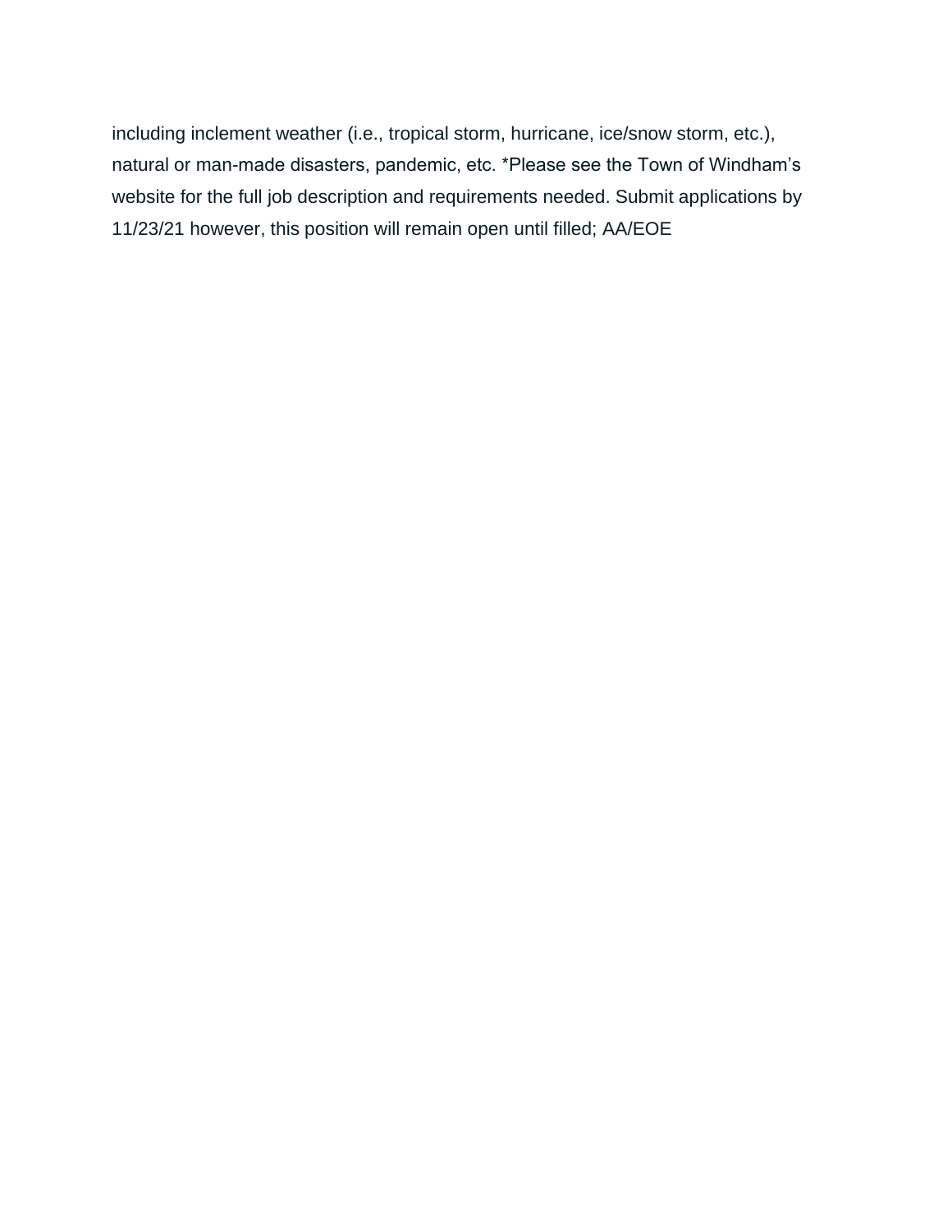including inclement weather (i.e., tropical storm, hurricane, ice/snow storm, etc.), natural or man-made disasters, pandemic, etc. *Please see the Town of Windham's website for the full job description and requirements needed. Submit applications by 11/23/21 however, this position will remain open until filled; AA/EOE